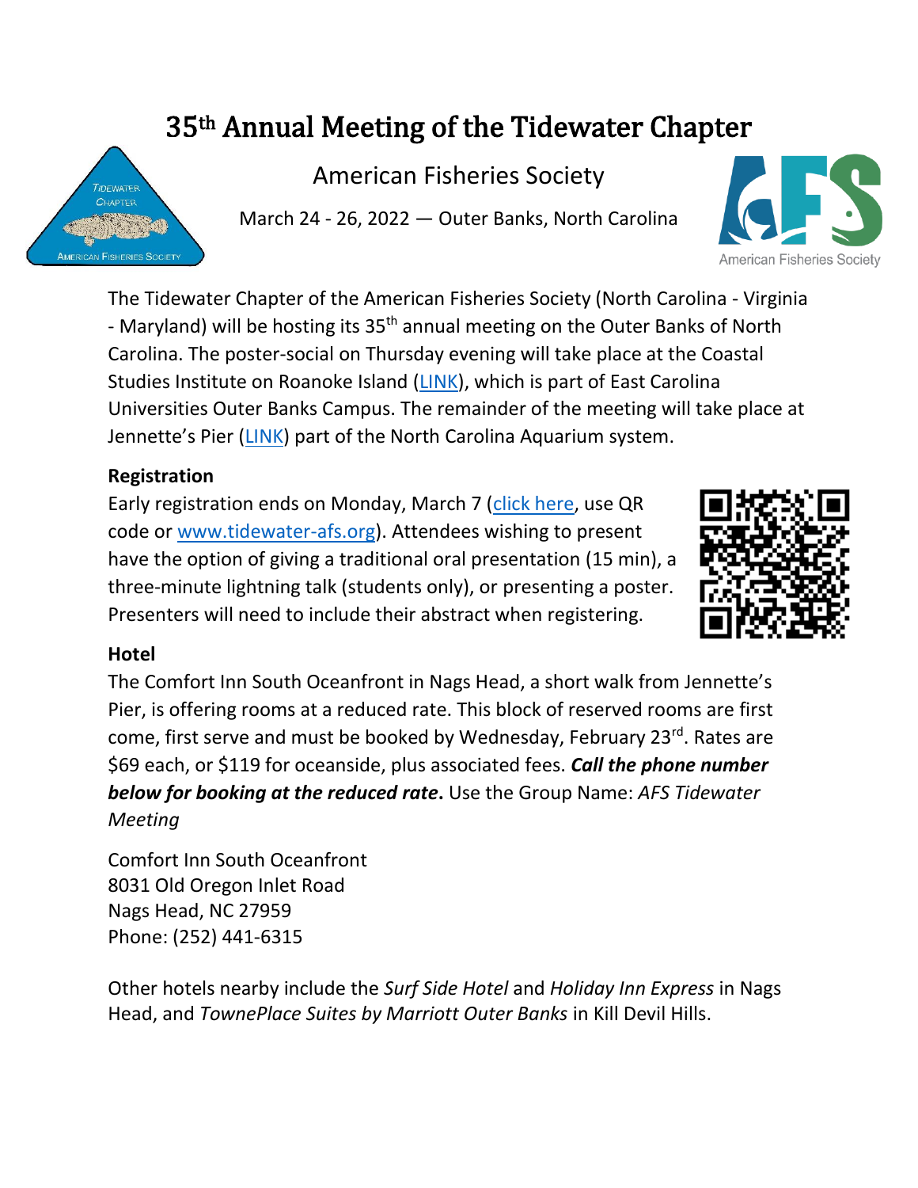# 35th Annual Meeting of the Tidewater Chapter

American Fisheries Society

March 24 - 26, 2022 — Outer Banks, North Carolina

The Tidewater Chapter of the American Fisheries Society (North Carolina - Virginia - Maryland) will be hosting its 35th annual meeting on the Outer Banks of North Carolina. The poster-social on Thursday evening will take place at the Coastal Studies Institute on Roanoke Island (LINK), which is part of East Carolina Universities Outer Banks Campus. The remainder of the meeting will take place at Jennette's Pier (LINK) part of the North Carolina Aquarium system.

**Registration**

Early registration ends on Monday, March 7 (click here, use QR code or www.tidewater-afs.org). Attendees wishing to present have the option of giving a traditional oral presentation (15 min), a three-minute lightning talk (students only), or presenting a poster. Presenters will need to include their abstract when registering.

**Hotel**

The Comfort Inn South Oceanfront in Nags Head, a short walk from Jennette's Pier, is offering rooms at a reduced rate. This block of reserved rooms are first come, first serve and must be booked by Wednesday, February 23rd. Rates are $69 each, or $119 for oceanside, plus associated fees. ***Call the phone number below for booking at the reduced rate*.** Use the Group Name: *AFS Tidewater Meeting*

Comfort Inn South Oceanfront
8031 Old Oregon Inlet Road
Nags Head, NC 27959
Phone: (252) 441-6315

Other hotels nearby include the *Surf Side Hotel* and *Holiday Inn Express* in Nags Head, and *TownePlace Suites by Marriott Outer Banks* in Kill Devil Hills.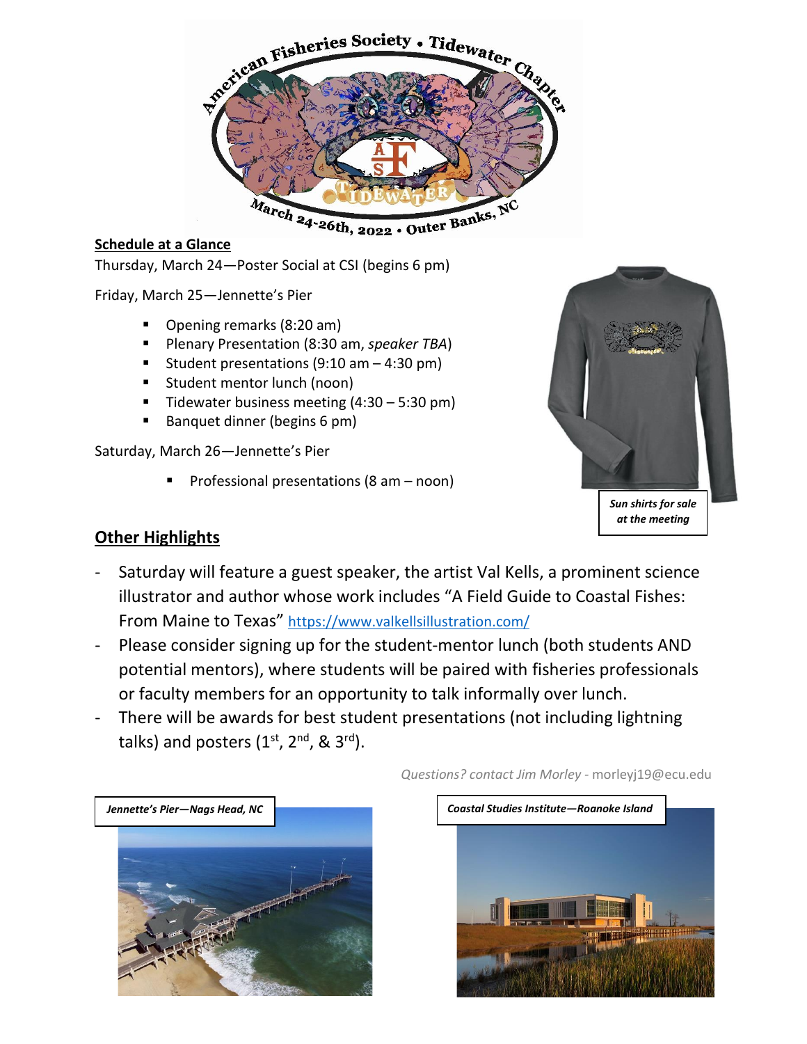American Fisheries Society • Tidewater Chapter

March 24-26th, 2022 • Outer Banks, NC

**Schedule at a Glance**

Thursday, March 24—Poster Social at CSI (begins 6 pm)

Friday, March 25—Jennette's Pier

- Opening remarks (8:20 am)
- Plenary Presentation (8:30 am, *speaker TBA*)
- Student presentations (9:10 am – 4:30 pm)
- Student mentor lunch (noon)
- Tidewater business meeting (4:30 – 5:30 pm)
- Banquet dinner (begins 6 pm)

Saturday, March 26—Jennette's Pier

- Professional presentations (8 am – noon)

***Sun shirts for sale at the meeting***

## Other Highlights

- Saturday will feature a guest speaker, the artist Val Kells, a prominent science illustrator and author whose work includes "A Field Guide to Coastal Fishes: From Maine to Texas" https://www.valkellsillustration.com/
- Please consider signing up for the student-mentor lunch (both students AND potential mentors), where students will be paired with fisheries professionals or faculty members for an opportunity to talk informally over lunch.
- There will be awards for best student presentations (not including lightning talks) and posters (1st, 2nd, & 3rd).

*Questions? contact Jim Morley* - morleyj19@ecu.edu

***Jennette's Pier—Nags Head, NC***

***Coastal Studies Institute—Roanoke Island***